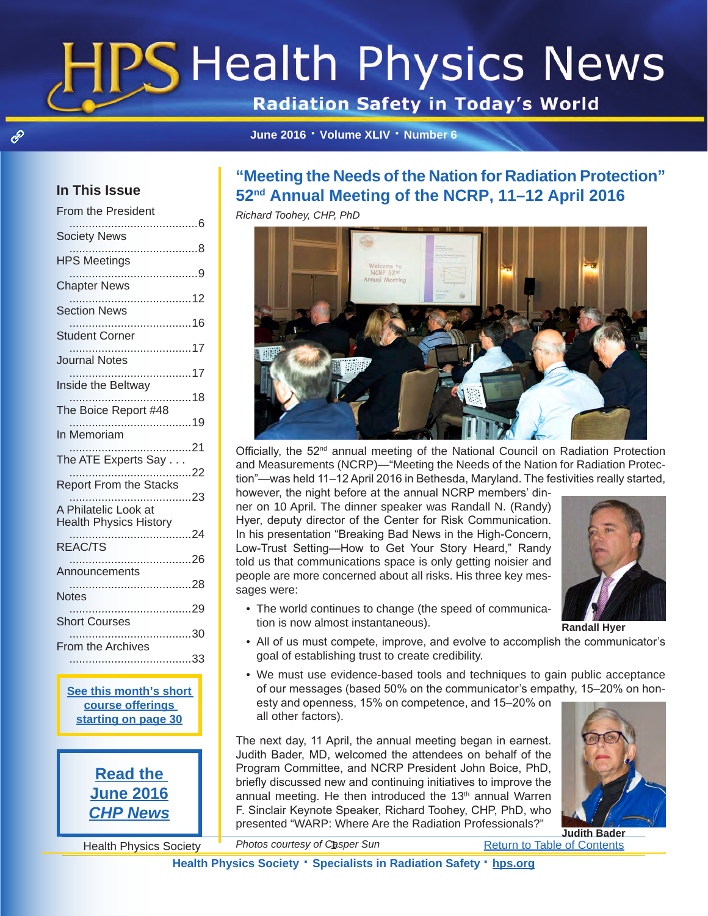# HPS Health Physics News

**Radiation Safety in Today's World**

June 2016 · Volume XLIV · Number 6

## In This Issue

- From the President ........6
- Society News ........8
- HPS Meetings ........9
- Chapter News ........12
- Section News ........16
- Student Corner ........17
- Journal Notes ........17
- Inside the Beltway ........18
- The Boice Report #48 ........19
- In Memoriam ........21
- The ATE Experts Say . . . ........22
- Report From the Stacks ........23
- A Philatelic Look at Health Physics History ........24
- REAC/TS ........26
- Announcements ........28
- Notes ........29
- Short Courses ........30
- From the Archives ........33

See this month's short course offerings starting on page 30

Read the June 2016 *CHP News*

## "Meeting the Needs of the Nation for Radiation Protection" 52nd Annual Meeting of the NCRP, 11–12 April 2016

*Richard Toohey, CHP, PhD*

Officially, the 52nd annual meeting of the National Council on Radiation Protection and Measurements (NCRP)—"Meeting the Needs of the Nation for Radiation Protection"—was held 11–12 April 2016 in Bethesda, Maryland. The festivities really started, however, the night before at the annual NCRP members' dinner on 10 April. The dinner speaker was Randall N. (Randy) Hyer, deputy director of the Center for Risk Communication. In his presentation "Breaking Bad News in the High-Concern, Low-Trust Setting—How to Get Your Story Heard," Randy told us that communications space is only getting noisier and people are more concerned about all risks. His three key messages were:

- The world continues to change (the speed of communication is now almost instantaneous).
- All of us must compete, improve, and evolve to accomplish the communicator's goal of establishing trust to create credibility.
- We must use evidence-based tools and techniques to gain public acceptance of our messages (based 50% on the communicator's empathy, 15–20% on honesty and openness, 15% on competence, and 15–20% on all other factors).

Randall Hyer

The next day, 11 April, the annual meeting began in earnest. Judith Bader, MD, welcomed the attendees on behalf of the Program Committee, and NCRP President John Boice, PhD, briefly discussed new and continuing initiatives to improve the annual meeting. He then introduced the 13th annual Warren F. Sinclair Keynote Speaker, Richard Toohey, CHP, PhD, who presented "WARP: Where Are the Radiation Professionals?"

Judith Bader

*Photos courtesy of Casper Sun*

Return to Table of Contents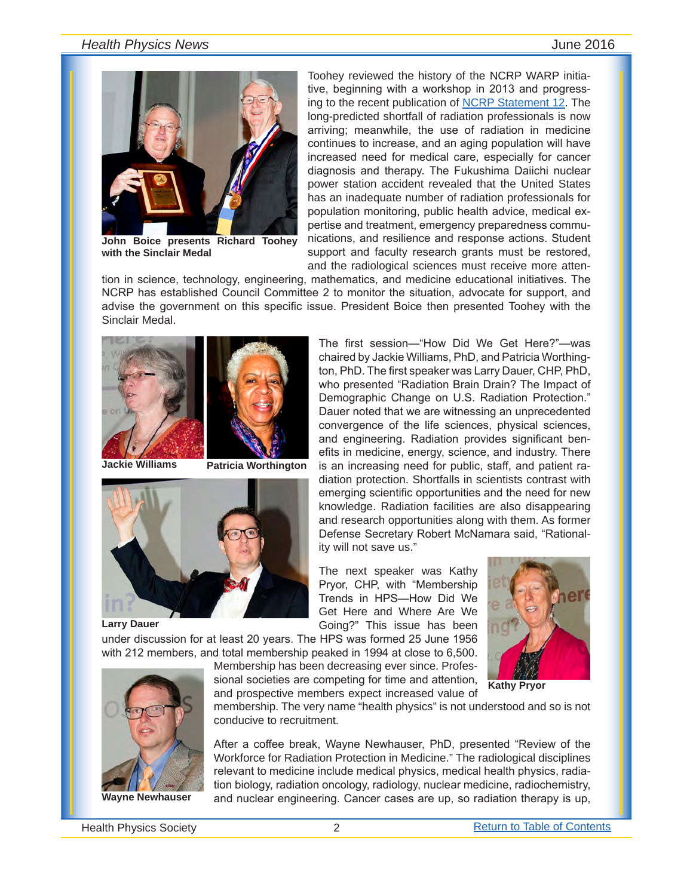John Boice presents Richard Toohey with the Sinclair Medal

Toohey reviewed the history of the NCRP WARP initiative, beginning with a workshop in 2013 and progressing to the recent publication of NCRP Statement 12. The long-predicted shortfall of radiation professionals is now arriving; meanwhile, the use of radiation in medicine continues to increase, and an aging population will have increased need for medical care, especially for cancer diagnosis and therapy. The Fukushima Daiichi nuclear power station accident revealed that the United States has an inadequate number of radiation professionals for population monitoring, public health advice, medical expertise and treatment, emergency preparedness communications, and resilience and response actions. Student support and faculty research grants must be restored, and the radiological sciences must receive more attention in science, technology, engineering, mathematics, and medicine educational initiatives. The NCRP has established Council Committee 2 to monitor the situation, advocate for support, and advise the government on this specific issue. President Boice then presented Toohey with the Sinclair Medal.

Jackie Williams

Patricia Worthington

Larry Dauer

The first session—"How Did We Get Here?"—was chaired by Jackie Williams, PhD, and Patricia Worthington, PhD. The first speaker was Larry Dauer, CHP, PhD, who presented "Radiation Brain Drain? The Impact of Demographic Change on U.S. Radiation Protection." Dauer noted that we are witnessing an unprecedented convergence of the life sciences, physical sciences, and engineering. Radiation provides significant benefits in medicine, energy, science, and industry. There is an increasing need for public, staff, and patient radiation protection. Shortfalls in scientists contrast with emerging scientific opportunities and the need for new knowledge. Radiation facilities are also disappearing and research opportunities along with them. As former Defense Secretary Robert McNamara said, "Rationality will not save us."

Kathy Pryor

The next speaker was Kathy Pryor, CHP, with "Membership Trends in HPS—How Did We Get Here and Where Are We Going?" This issue has been under discussion for at least 20 years. The HPS was formed 25 June 1956 with 212 members, and total membership peaked in 1994 at close to 6,500. Membership has been decreasing ever since. Professional societies are competing for time and attention, and prospective members expect increased value of membership. The very name "health physics" is not understood and so is not conducive to recruitment.

Wayne Newhauser

After a coffee break, Wayne Newhauser, PhD, presented "Review of the Workforce for Radiation Protection in Medicine." The radiological disciplines relevant to medicine include medical physics, medical health physics, radiation biology, radiation oncology, radiology, nuclear medicine, radiochemistry, and nuclear engineering. Cancer cases are up, so radiation therapy is up,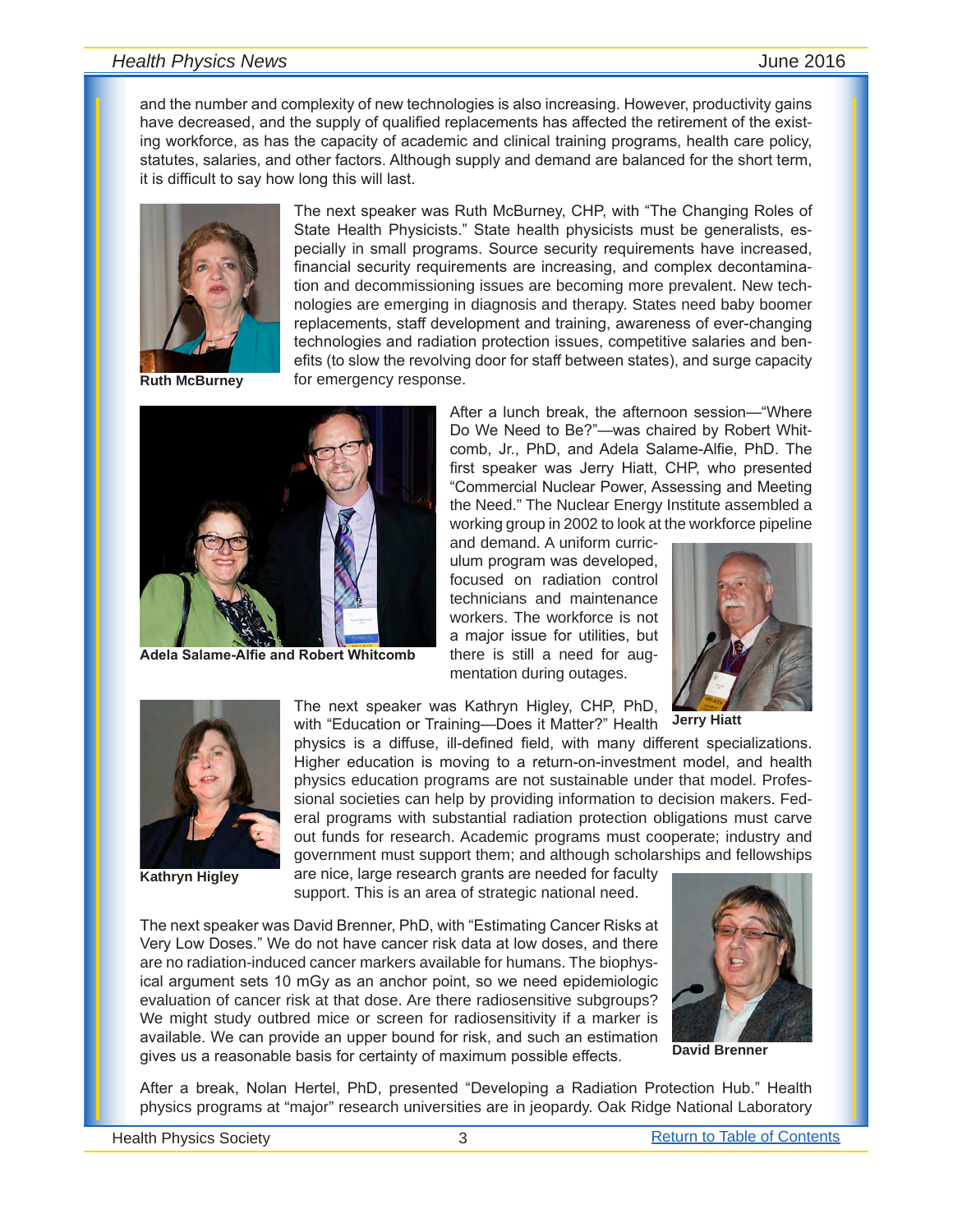and the number and complexity of new technologies is also increasing. However, productivity gains have decreased, and the supply of qualified replacements has affected the retirement of the existing workforce, as has the capacity of academic and clinical training programs, health care policy, statutes, salaries, and other factors. Although supply and demand are balanced for the short term, it is difficult to say how long this will last.

**Ruth McBurney**

The next speaker was Ruth McBurney, CHP, with "The Changing Roles of State Health Physicists." State health physicists must be generalists, especially in small programs. Source security requirements have increased, financial security requirements are increasing, and complex decontamination and decommissioning issues are becoming more prevalent. New technologies are emerging in diagnosis and therapy. States need baby boomer replacements, staff development and training, awareness of ever-changing technologies and radiation protection issues, competitive salaries and benefits (to slow the revolving door for staff between states), and surge capacity for emergency response.

**Adela Salame-Alfie and Robert Whitcomb**

After a lunch break, the afternoon session—"Where Do We Need to Be?"—was chaired by Robert Whitcomb, Jr., PhD, and Adela Salame-Alfie, PhD. The first speaker was Jerry Hiatt, CHP, who presented "Commercial Nuclear Power, Assessing and Meeting the Need." The Nuclear Energy Institute assembled a working group in 2002 to look at the workforce pipeline and demand. A uniform curriculum program was developed, focused on radiation control technicians and maintenance workers. The workforce is not a major issue for utilities, but there is still a need for augmentation during outages.

**Jerry Hiatt**

**Kathryn Higley**

The next speaker was Kathryn Higley, CHP, PhD, with "Education or Training—Does it Matter?" Health physics is a diffuse, ill-defined field, with many different specializations. Higher education is moving to a return-on-investment model, and health physics education programs are not sustainable under that model. Professional societies can help by providing information to decision makers. Federal programs with substantial radiation protection obligations must carve out funds for research. Academic programs must cooperate; industry and government must support them; and although scholarships and fellowships are nice, large research grants are needed for faculty support. This is an area of strategic national need.

The next speaker was David Brenner, PhD, with "Estimating Cancer Risks at Very Low Doses." We do not have cancer risk data at low doses, and there are no radiation-induced cancer markers available for humans. The biophysical argument sets 10 mGy as an anchor point, so we need epidemiologic evaluation of cancer risk at that dose. Are there radiosensitive subgroups? We might study outbred mice or screen for radiosensitivity if a marker is available. We can provide an upper bound for risk, and such an estimation gives us a reasonable basis for certainty of maximum possible effects.

**David Brenner**

After a break, Nolan Hertel, PhD, presented "Developing a Radiation Protection Hub." Health physics programs at "major" research universities are in jeopardy. Oak Ridge National Laboratory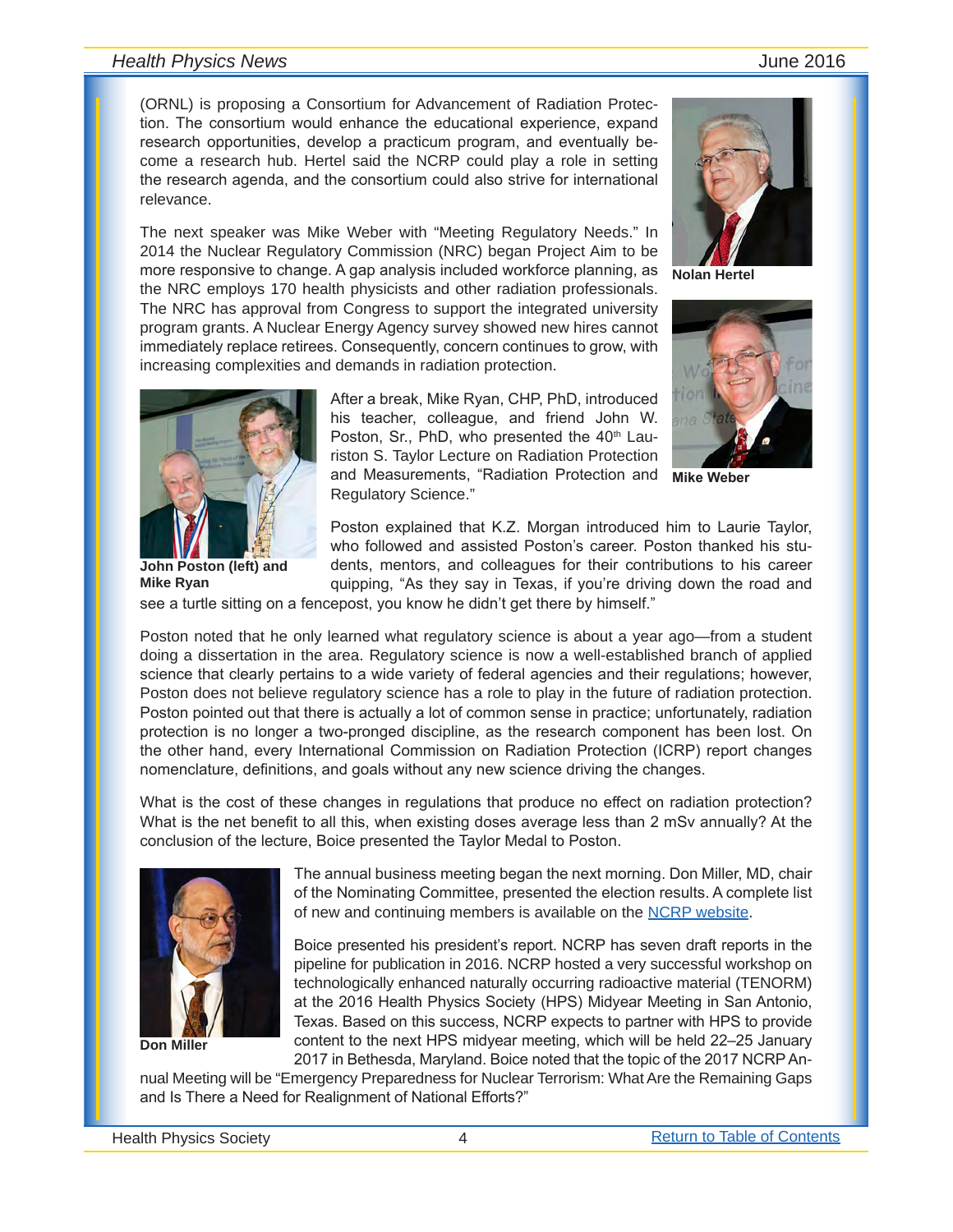(ORNL) is proposing a Consortium for Advancement of Radiation Protection. The consortium would enhance the educational experience, expand research opportunities, develop a practicum program, and eventually become a research hub. Hertel said the NCRP could play a role in setting the research agenda, and the consortium could also strive for international relevance.

Nolan Hertel

The next speaker was Mike Weber with "Meeting Regulatory Needs." In 2014 the Nuclear Regulatory Commission (NRC) began Project Aim to be more responsive to change. A gap analysis included workforce planning, as the NRC employs 170 health physicists and other radiation professionals. The NRC has approval from Congress to support the integrated university program grants. A Nuclear Energy Agency survey showed new hires cannot immediately replace retirees. Consequently, concern continues to grow, with increasing complexities and demands in radiation protection.

Mike Weber

After a break, Mike Ryan, CHP, PhD, introduced his teacher, colleague, and friend John W. Poston, Sr., PhD, who presented the 40th Lauriston S. Taylor Lecture on Radiation Protection and Measurements, "Radiation Protection and Regulatory Science."

John Poston (left) and Mike Ryan

Poston explained that K.Z. Morgan introduced him to Laurie Taylor, who followed and assisted Poston's career. Poston thanked his students, mentors, and colleagues for their contributions to his career quipping, "As they say in Texas, if you're driving down the road and see a turtle sitting on a fencepost, you know he didn't get there by himself."

Poston noted that he only learned what regulatory science is about a year ago—from a student doing a dissertation in the area. Regulatory science is now a well-established branch of applied science that clearly pertains to a wide variety of federal agencies and their regulations; however, Poston does not believe regulatory science has a role to play in the future of radiation protection. Poston pointed out that there is actually a lot of common sense in practice; unfortunately, radiation protection is no longer a two-pronged discipline, as the research component has been lost. On the other hand, every International Commission on Radiation Protection (ICRP) report changes nomenclature, definitions, and goals without any new science driving the changes.

What is the cost of these changes in regulations that produce no effect on radiation protection? What is the net benefit to all this, when existing doses average less than 2 mSv annually? At the conclusion of the lecture, Boice presented the Taylor Medal to Poston.

The annual business meeting began the next morning. Don Miller, MD, chair of the Nominating Committee, presented the election results. A complete list of new and continuing members is available on the NCRP website.

Don Miller

Boice presented his president's report. NCRP has seven draft reports in the pipeline for publication in 2016. NCRP hosted a very successful workshop on technologically enhanced naturally occurring radioactive material (TENORM) at the 2016 Health Physics Society (HPS) Midyear Meeting in San Antonio, Texas. Based on this success, NCRP expects to partner with HPS to provide content to the next HPS midyear meeting, which will be held 22–25 January 2017 in Bethesda, Maryland. Boice noted that the topic of the 2017 NCRP Annual Meeting will be "Emergency Preparedness for Nuclear Terrorism: What Are the Remaining Gaps and Is There a Need for Realignment of National Efforts?"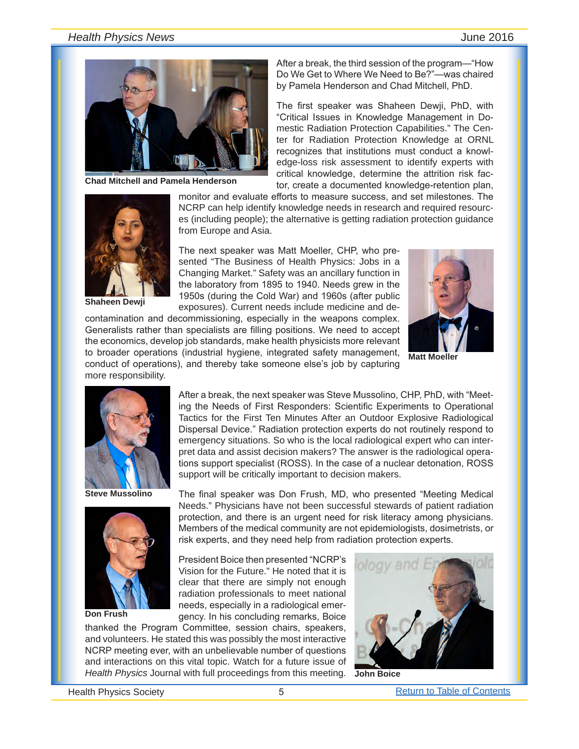Chad Mitchell and Pamela Henderson

After a break, the third session of the program—"How Do We Get to Where We Need to Be?"—was chaired by Pamela Henderson and Chad Mitchell, PhD.

The first speaker was Shaheen Dewji, PhD, with "Critical Issues in Knowledge Management in Domestic Radiation Protection Capabilities." The Center for Radiation Protection Knowledge at ORNL recognizes that institutions must conduct a knowledge-loss risk assessment to identify experts with critical knowledge, determine the attrition risk factor, create a documented knowledge-retention plan, monitor and evaluate efforts to measure success, and set milestones. The NCRP can help identify knowledge needs in research and required resources (including people); the alternative is getting radiation protection guidance from Europe and Asia.

Shaheen Dewji

The next speaker was Matt Moeller, CHP, who presented "The Business of Health Physics: Jobs in a Changing Market." Safety was an ancillary function in the laboratory from 1895 to 1940. Needs grew in the 1950s (during the Cold War) and 1960s (after public exposures). Current needs include medicine and decontamination and decommissioning, especially in the weapons complex. Generalists rather than specialists are filling positions. We need to accept the economics, develop job standards, make health physicists more relevant to broader operations (industrial hygiene, integrated safety management, conduct of operations), and thereby take someone else's job by capturing more responsibility.

Matt Moeller

After a break, the next speaker was Steve Mussolino, CHP, PhD, with "Meeting the Needs of First Responders: Scientific Experiments to Operational Tactics for the First Ten Minutes After an Outdoor Explosive Radiological Dispersal Device." Radiation protection experts do not routinely respond to emergency situations. So who is the local radiological expert who can interpret data and assist decision makers? The answer is the radiological operations support specialist (ROSS). In the case of a nuclear detonation, ROSS support will be critically important to decision makers.

Steve Mussolino

The final speaker was Don Frush, MD, who presented "Meeting Medical Needs." Physicians have not been successful stewards of patient radiation protection, and there is an urgent need for risk literacy among physicians. Members of the medical community are not epidemiologists, dosimetrists, or risk experts, and they need help from radiation protection experts.

Don Frush

President Boice then presented "NCRP's Vision for the Future." He noted that it is clear that there are simply not enough radiation professionals to meet national needs, especially in a radiological emergency. In his concluding remarks, Boice thanked the Program Committee, session chairs, speakers, and volunteers. He stated this was possibly the most interactive NCRP meeting ever, with an unbelievable number of questions and interactions on this vital topic. Watch for a future issue of *Health Physics* Journal with full proceedings from this meeting.

John Boice

Return to Table of Contents